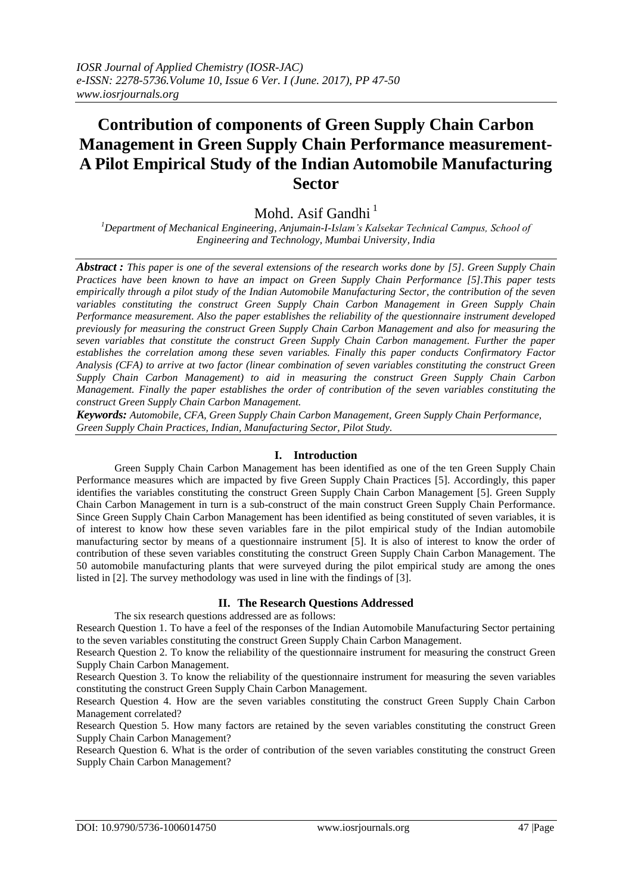# Contribution of components of Green Supply Chain Carbon Management in Green Supply Chain Performance measurement- A Pilot Empirical Study of the Indian Automobile Manufacturing Sector

Mohd. Asif Gandhi [1]

[1]Department of Mechanical Engineering, Anjumain-I-Islam's Kalsekar Technical Campus, School of Engineering and Technology, Mumbai University, India

***Abstract :*** *This paper is one of the several extensions of the research works done by [5]. Green Supply Chain Practices have been known to have an impact on Green Supply Chain Performance [5].This paper tests empirically through a pilot study of the Indian Automobile Manufacturing Sector, the contribution of the seven variables constituting the construct Green Supply Chain Carbon Management in Green Supply Chain Performance measurement. Also the paper establishes the reliability of the questionnaire instrument developed previously for measuring the construct Green Supply Chain Carbon Management and also for measuring the seven variables that constitute the construct Green Supply Chain Carbon management. Further the paper establishes the correlation among these seven variables. Finally this paper conducts Confirmatory Factor Analysis (CFA) to arrive at two factor (linear combination of seven variables constituting the construct Green Supply Chain Carbon Management) to aid in measuring the construct Green Supply Chain Carbon Management. Finally the paper establishes the order of contribution of the seven variables constituting the construct Green Supply Chain Carbon Management.*

***Keywords:*** *Automobile, CFA, Green Supply Chain Carbon Management, Green Supply Chain Performance, Green Supply Chain Practices, Indian, Manufacturing Sector, Pilot Study.*

## I. Introduction

Green Supply Chain Carbon Management has been identified as one of the ten Green Supply Chain Performance measures which are impacted by five Green Supply Chain Practices [5]. Accordingly, this paper identifies the variables constituting the construct Green Supply Chain Carbon Management [5]. Green Supply Chain Carbon Management in turn is a sub-construct of the main construct Green Supply Chain Performance. Since Green Supply Chain Carbon Management has been identified as being constituted of seven variables, it is of interest to know how these seven variables fare in the pilot empirical study of the Indian automobile manufacturing sector by means of a questionnaire instrument [5]. It is also of interest to know the order of contribution of these seven variables constituting the construct Green Supply Chain Carbon Management. The 50 automobile manufacturing plants that were surveyed during the pilot empirical study are among the ones listed in [2]. The survey methodology was used in line with the findings of [3].

## II. The Research Questions Addressed

The six research questions addressed are as follows:

Research Question 1. To have a feel of the responses of the Indian Automobile Manufacturing Sector pertaining to the seven variables constituting the construct Green Supply Chain Carbon Management.

Research Question 2. To know the reliability of the questionnaire instrument for measuring the construct Green Supply Chain Carbon Management.

Research Question 3. To know the reliability of the questionnaire instrument for measuring the seven variables constituting the construct Green Supply Chain Carbon Management.

Research Question 4. How are the seven variables constituting the construct Green Supply Chain Carbon Management correlated?

Research Question 5. How many factors are retained by the seven variables constituting the construct Green Supply Chain Carbon Management?

Research Question 6. What is the order of contribution of the seven variables constituting the construct Green Supply Chain Carbon Management?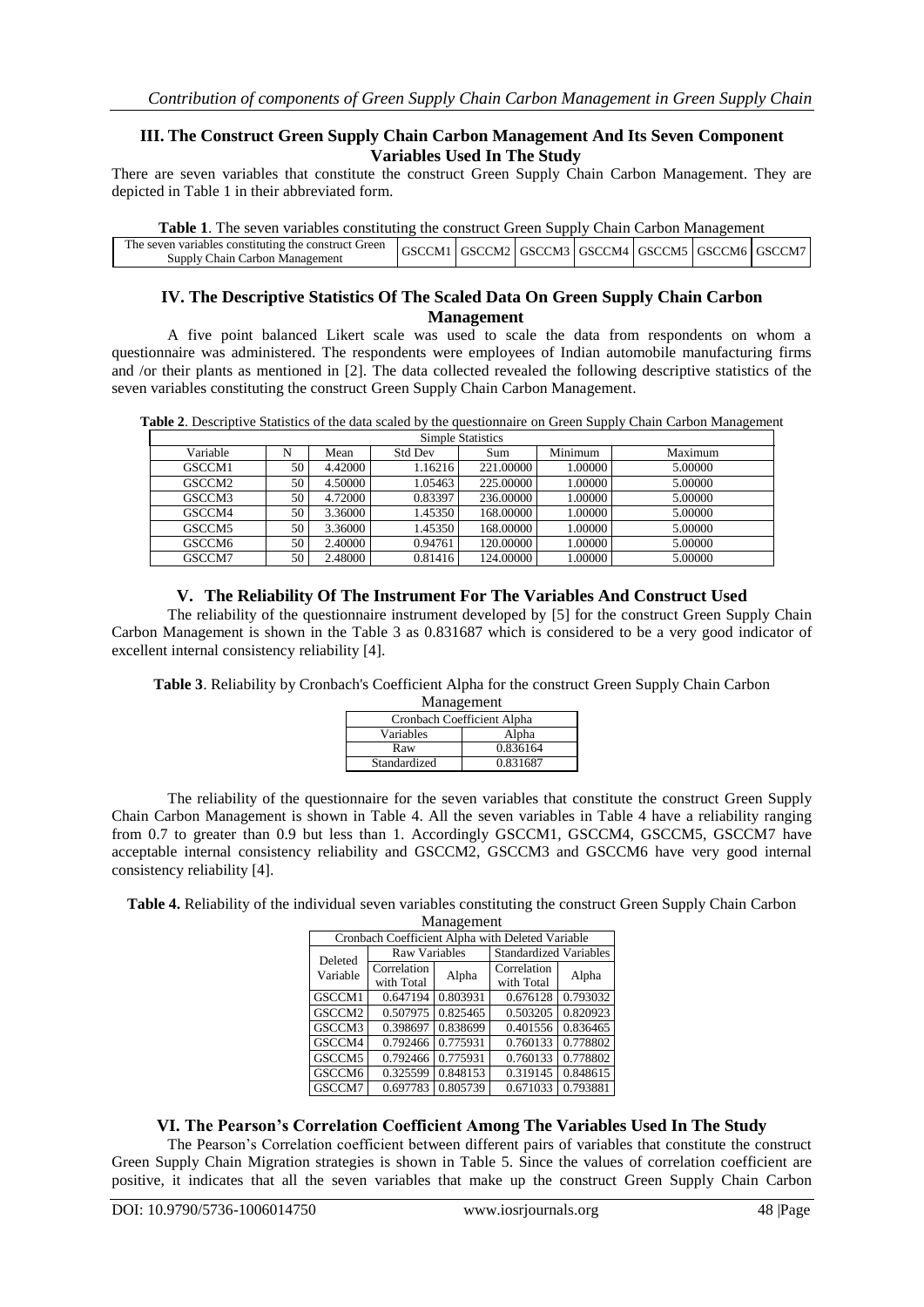## III. The Construct Green Supply Chain Carbon Management And Its Seven Component Variables Used In The Study

There are seven variables that constitute the construct Green Supply Chain Carbon Management. They are depicted in Table 1 in their abbreviated form.

**Table 1**. The seven variables constituting the construct Green Supply Chain Carbon Management

| The seven variables constituting the construct Green Supply Chain Carbon Management | GSCCM1 | GSCCM2 | GSCCM3 | GSCCM4 | GSCCM5 | GSCCM6 | GSCCM7 |
|---|---|---|---|---|---|---|---|

## IV. The Descriptive Statistics Of The Scaled Data On Green Supply Chain Carbon Management

A five point balanced Likert scale was used to scale the data from respondents on whom a questionnaire was administered. The respondents were employees of Indian automobile manufacturing firms and /or their plants as mentioned in [2]. The data collected revealed the following descriptive statistics of the seven variables constituting the construct Green Supply Chain Carbon Management.

**Table 2**. Descriptive Statistics of the data scaled by the questionnaire on Green Supply Chain Carbon Management

| Simple Statistics | | | | | | |
|---|---|---|---|---|---|---|
| Variable | N | Mean | Std Dev | Sum | Minimum | Maximum |
| GSCCM1 | 50 | 4.42000 | 1.16216 | 221.00000 | 1.00000 | 5.00000 |
| GSCCM2 | 50 | 4.50000 | 1.05463 | 225.00000 | 1.00000 | 5.00000 |
| GSCCM3 | 50 | 4.72000 | 0.83397 | 236.00000 | 1.00000 | 5.00000 |
| GSCCM4 | 50 | 3.36000 | 1.45350 | 168.00000 | 1.00000 | 5.00000 |
| GSCCM5 | 50 | 3.36000 | 1.45350 | 168.00000 | 1.00000 | 5.00000 |
| GSCCM6 | 50 | 2.40000 | 0.94761 | 120.00000 | 1.00000 | 5.00000 |
| GSCCM7 | 50 | 2.48000 | 0.81416 | 124.00000 | 1.00000 | 5.00000 |

## V. The Reliability Of The Instrument For The Variables And Construct Used

The reliability of the questionnaire instrument developed by [5] for the construct Green Supply Chain Carbon Management is shown in the Table 3 as 0.831687 which is considered to be a very good indicator of excellent internal consistency reliability [4].

**Table 3**. Reliability by Cronbach's Coefficient Alpha for the construct Green Supply Chain Carbon Management

| Cronbach Coefficient Alpha | |
|---|---|
| Variables | Alpha |
| Raw | 0.836164 |
| Standardized | 0.831687 |

The reliability of the questionnaire for the seven variables that constitute the construct Green Supply Chain Carbon Management is shown in Table 4. All the seven variables in Table 4 have a reliability ranging from 0.7 to greater than 0.9 but less than 1. Accordingly GSCCM1, GSCCM4, GSCCM5, GSCCM7 have acceptable internal consistency reliability and GSCCM2, GSCCM3 and GSCCM6 have very good internal consistency reliability [4].

**Table 4.** Reliability of the individual seven variables constituting the construct Green Supply Chain Carbon Management

| Cronbach Coefficient Alpha with Deleted Variable | | | | |
|---|---|---|---|---|
| Deleted Variable | Raw Variables | | Standardized Variables | |
| | Correlation with Total | Alpha | Correlation with Total | Alpha |
| GSCCM1 | 0.647194 | 0.803931 | 0.676128 | 0.793032 |
| GSCCM2 | 0.507975 | 0.825465 | 0.503205 | 0.820923 |
| GSCCM3 | 0.398697 | 0.838699 | 0.401556 | 0.836465 |
| GSCCM4 | 0.792466 | 0.775931 | 0.760133 | 0.778802 |
| GSCCM5 | 0.792466 | 0.775931 | 0.760133 | 0.778802 |
| GSCCM6 | 0.325599 | 0.848153 | 0.319145 | 0.848615 |
| GSCCM7 | 0.697783 | 0.805739 | 0.671033 | 0.793881 |

## VI. The Pearson's Correlation Coefficient Among The Variables Used In The Study

The Pearson's Correlation coefficient between different pairs of variables that constitute the construct Green Supply Chain Migration strategies is shown in Table 5. Since the values of correlation coefficient are positive, it indicates that all the seven variables that make up the construct Green Supply Chain Carbon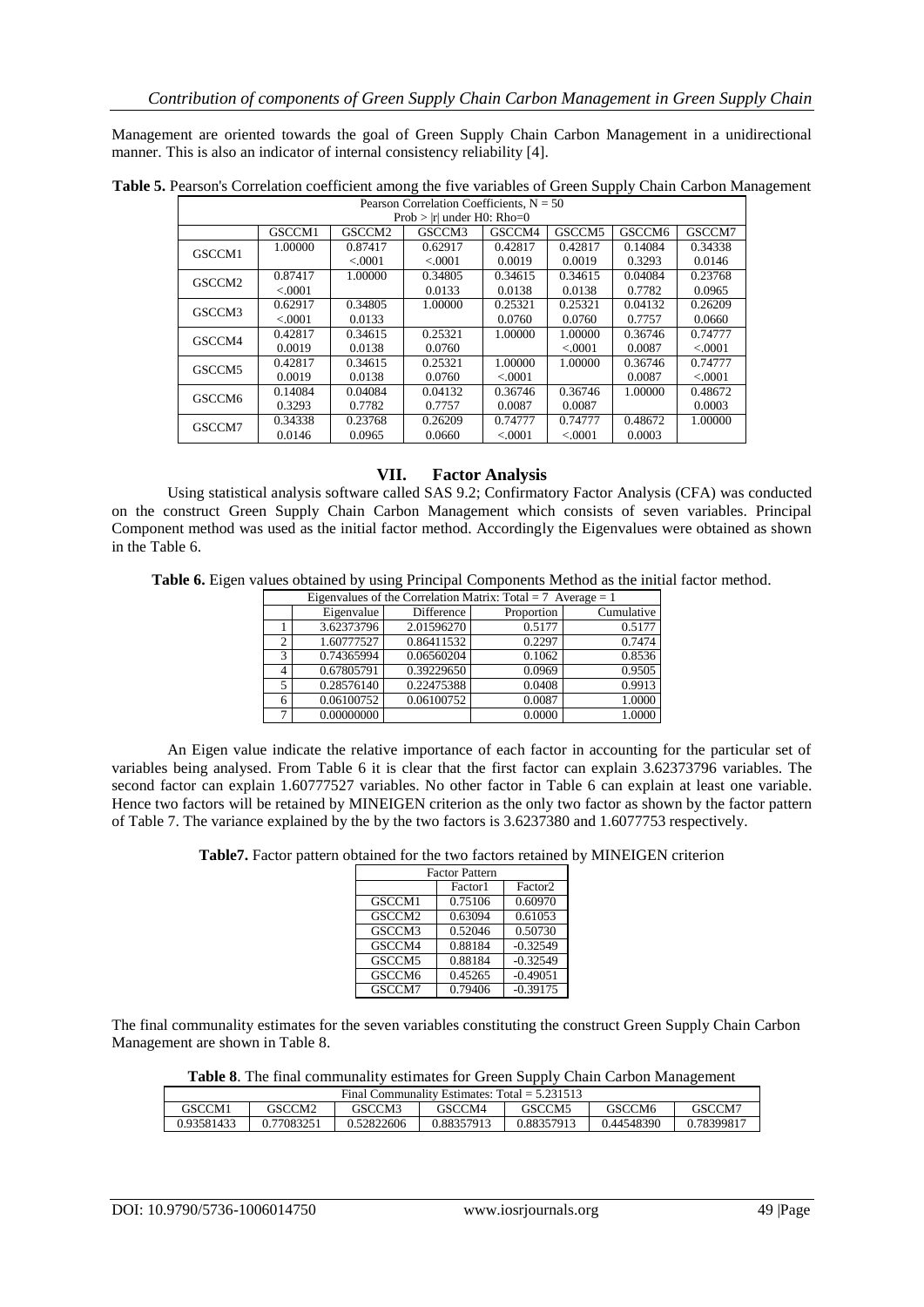Management are oriented towards the goal of Green Supply Chain Carbon Management in a unidirectional manner. This is also an indicator of internal consistency reliability [4].

**Table 5.** Pearson's Correlation coefficient among the five variables of Green Supply Chain Carbon Management

| Pearson Correlation Coefficients, N = 50<br>Prob > \|r\| under H0: Rho=0 | | | | | | | |
|---|---|---|---|---|---|---|---|
| | GSCCM1 | GSCCM2 | GSCCM3 | GSCCM4 | GSCCM5 | GSCCM6 | GSCCM7 |
| GSCCM1 | 1.00000 | 0.87417<br><.0001 | 0.62917<br><.0001 | 0.42817<br>0.0019 | 0.42817<br>0.0019 | 0.14084<br>0.3293 | 0.34338<br>0.0146 |
| GSCCM2 | 0.87417<br><.0001 | 1.00000 | 0.34805<br>0.0133 | 0.34615<br>0.0138 | 0.34615<br>0.0138 | 0.04084<br>0.7782 | 0.23768<br>0.0965 |
| GSCCM3 | 0.62917<br><.0001 | 0.34805<br>0.0133 | 1.00000 | 0.25321<br>0.0760 | 0.25321<br>0.0760 | 0.04132<br>0.7757 | 0.26209<br>0.0660 |
| GSCCM4 | 0.42817<br>0.0019 | 0.34615<br>0.0138 | 0.25321<br>0.0760 | 1.00000 | 1.00000<br><.0001 | 0.36746<br>0.0087 | 0.74777<br><.0001 |
| GSCCM5 | 0.42817<br>0.0019 | 0.34615<br>0.0138 | 0.25321<br>0.0760 | 1.00000<br><.0001 | 1.00000 | 0.36746<br>0.0087 | 0.74777<br><.0001 |
| GSCCM6 | 0.14084<br>0.3293 | 0.04084<br>0.7782 | 0.04132<br>0.7757 | 0.36746<br>0.0087 | 0.36746<br>0.0087 | 1.00000 | 0.48672<br>0.0003 |
| GSCCM7 | 0.34338<br>0.0146 | 0.23768<br>0.0965 | 0.26209<br>0.0660 | 0.74777<br><.0001 | 0.74777<br><.0001 | 0.48672<br>0.0003 | 1.00000 |

## VII. Factor Analysis

Using statistical analysis software called SAS 9.2; Confirmatory Factor Analysis (CFA) was conducted on the construct Green Supply Chain Carbon Management which consists of seven variables. Principal Component method was used as the initial factor method. Accordingly the Eigenvalues were obtained as shown in the Table 6.

**Table 6.** Eigen values obtained by using Principal Components Method as the initial factor method.

| Eigenvalues of the Correlation Matrix: Total = 7 Average = 1 | | | | |
|---|---|---|---|---|
| | Eigenvalue | Difference | Proportion | Cumulative |
| 1 | 3.62373796 | 2.01596270 | 0.5177 | 0.5177 |
| 2 | 1.60777527 | 0.86411532 | 0.2297 | 0.7474 |
| 3 | 0.74365994 | 0.06560204 | 0.1062 | 0.8536 |
| 4 | 0.67805791 | 0.39229650 | 0.0969 | 0.9505 |
| 5 | 0.28576140 | 0.22475388 | 0.0408 | 0.9913 |
| 6 | 0.06100752 | 0.06100752 | 0.0087 | 1.0000 |
| 7 | 0.00000000 | | 0.0000 | 1.0000 |

An Eigen value indicate the relative importance of each factor in accounting for the particular set of variables being analysed. From Table 6 it is clear that the first factor can explain 3.62373796 variables. The second factor can explain 1.60777527 variables. No other factor in Table 6 can explain at least one variable. Hence two factors will be retained by MINEIGEN criterion as the only two factor as shown by the factor pattern of Table 7. The variance explained by the by the two factors is 3.6237380 and 1.6077753 respectively.

**Table7.** Factor pattern obtained for the two factors retained by MINEIGEN criterion

| Factor Pattern | | |
|---|---|---|
| | Factor1 | Factor2 |
| GSCCM1 | 0.75106 | 0.60970 |
| GSCCM2 | 0.63094 | 0.61053 |
| GSCCM3 | 0.52046 | 0.50730 |
| GSCCM4 | 0.88184 | -0.32549 |
| GSCCM5 | 0.88184 | -0.32549 |
| GSCCM6 | 0.45265 | -0.49051 |
| GSCCM7 | 0.79406 | -0.39175 |

The final communality estimates for the seven variables constituting the construct Green Supply Chain Carbon Management are shown in Table 8.

**Table 8**. The final communality estimates for Green Supply Chain Carbon Management

| Final Communality Estimates: Total = 5.231513 | | | | | | |
|---|---|---|---|---|---|---|
| GSCCM1 | GSCCM2 | GSCCM3 | GSCCM4 | GSCCM5 | GSCCM6 | GSCCM7 |
| 0.93581433 | 0.77083251 | 0.52822606 | 0.88357913 | 0.88357913 | 0.44548390 | 0.78399817 |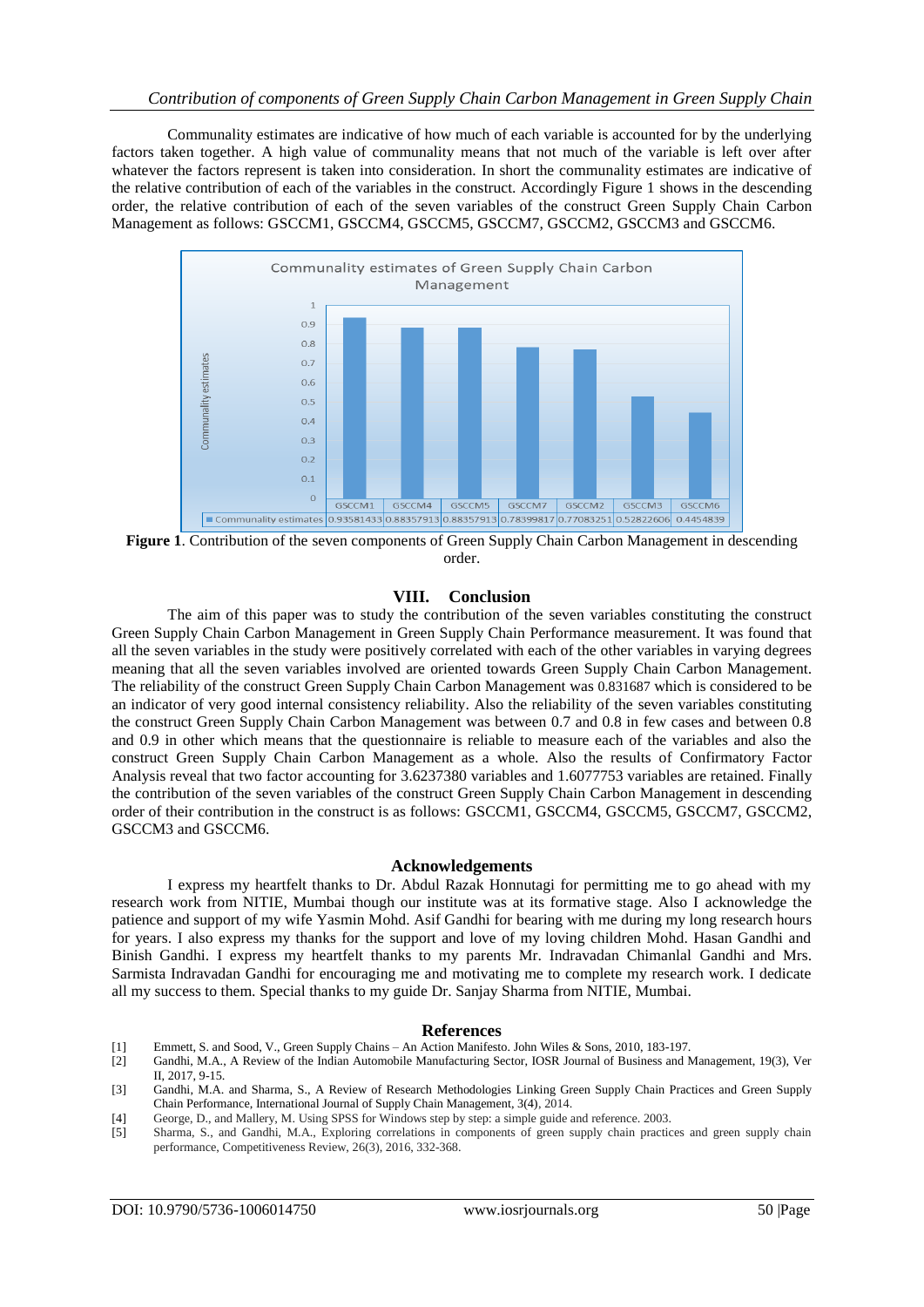Community estimates are indicative of how much of each variable is accounted for by the underlying factors taken together. A high value of community means that not much of the variable is left over after whatever the factors represent is taken into consideration. In short the community estimates are indicative of the relative contribution of each of the variables in the construct. Accordingly Figure 1 shows in the descending order, the relative contribution of each of the seven variables of the construct Green Supply Chain Carbon Management as follows: GSCCM1, GSCCM4, GSCCM5, GSCCM7, GSCCM2, GSCCM3 and GSCCM6.

Communality estimates of Green Supply Chain Carbon Management

Communality estimates

1
0.9
0.8
0.7
0.6
0.5
0.4
0.3
0.2
0.1
0

GSCCM1 GSCCM4 GSCCM5 GSCCM7 GSCCM2 GSCCM3 GSCCM6

Communality estimates 0.93581433 0.88357913 0.88357913 0.78399817 0.77083251 0.52822606 0.4454839

**Figure 1**. Contribution of the seven components of Green Supply Chain Carbon Management in descending order.

## VIII. Conclusion

The aim of this paper was to study the contribution of the seven variables constituting the construct Green Supply Chain Carbon Management in Green Supply Chain Performance measurement. It was found that all the seven variables in the study were positively correlated with each of the other variables in varying degrees meaning that all the seven variables involved are oriented towards Green Supply Chain Carbon Management. The reliability of the construct Green Supply Chain Carbon Management was 0.831687 which is considered to be an indicator of very good internal consistency reliability. Also the reliability of the seven variables constituting the construct Green Supply Chain Carbon Management was between 0.7 and 0.8 in few cases and between 0.8 and 0.9 in other which means that the questionnaire is reliable to measure each of the variables and also the construct Green Supply Chain Carbon Management as a whole. Also the results of Confirmatory Factor Analysis reveal that two factor accounting for 3.6237380 variables and 1.6077753 variables are retained. Finally the contribution of the seven variables of the construct Green Supply Chain Carbon Management in descending order of their contribution in the construct is as follows: GSCCM1, GSCCM4, GSCCM5, GSCCM7, GSCCM2, GSCCM3 and GSCCM6.

## Acknowledgements

I express my heartfelt thanks to Dr. Abdul Razak Honnutagi for permitting me to go ahead with my research work from NITIE, Mumbai though our institute was at its formative stage. Also I acknowledge the patience and support of my wife Yasmin Mohd. Asif Gandhi for bearing with me during my long research hours for years. I also express my thanks for the support and love of my loving children Mohd. Hasan Gandhi and Binish Gandhi. I express my heartfelt thanks to my parents Mr. Indravadan Chimanlal Gandhi and Mrs. Sarmista Indravadan Gandhi for encouraging me and motivating me to complete my research work. I dedicate all my success to them. Special thanks to my guide Dr. Sanjay Sharma from NITIE, Mumbai.

## References

[1] Emmett, S. and Sood, V., Green Supply Chains – An Action Manifesto. John Wiles & Sons, 2010, 183-197.

[2] Gandhi, M.A., A Review of the Indian Automobile Manufacturing Sector, IOSR Journal of Business and Management, 19(3), Ver II, 2017, 9-15.

[3] Gandhi, M.A. and Sharma, S., A Review of Research Methodologies Linking Green Supply Chain Practices and Green Supply Chain Performance, International Journal of Supply Chain Management, 3(4), 2014.

[4] George, D., and Mallery, M. Using SPSS for Windows step by step: a simple guide and reference. 2003.

[5] Sharma, S., and Gandhi, M.A., Exploring correlations in components of green supply chain practices and green supply chain performance, Competitiveness Review, 26(3), 2016, 332-368.